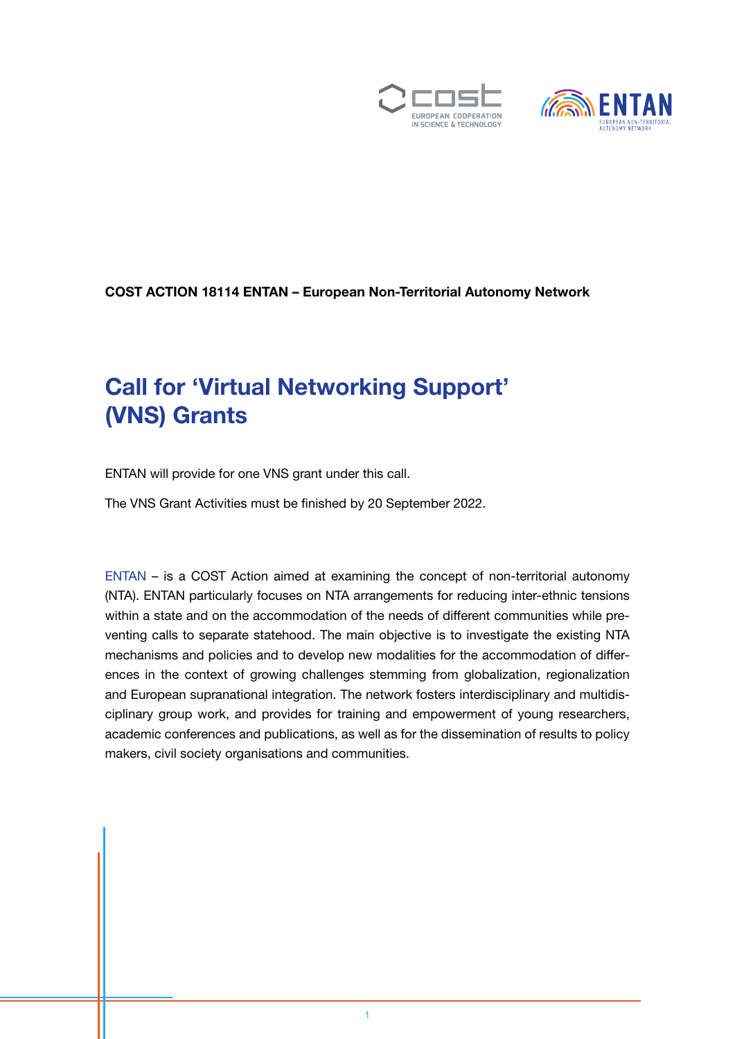**COST ACTION 18114 ENTAN – European Non-Territorial Autonomy Network**

# Call for 'Virtual Networking Support' (VNS) Grants

ENTAN will provide for one VNS grant under this call.

The VNS Grant Activities must be finished by 20 September 2022.

ENTAN – is a COST Action aimed at examining the concept of non-territorial autonomy (NTA). ENTAN particularly focuses on NTA arrangements for reducing inter-ethnic tensions within a state and on the accommodation of the needs of different communities while preventing calls to separate statehood. The main objective is to investigate the existing NTA mechanisms and policies and to develop new modalities for the accommodation of differences in the context of growing challenges stemming from globalization, regionalization and European supranational integration. The network fosters interdisciplinary and multidisciplinary group work, and provides for training and empowerment of young researchers, academic conferences and publications, as well as for the dissemination of results to policy makers, civil society organisations and communities.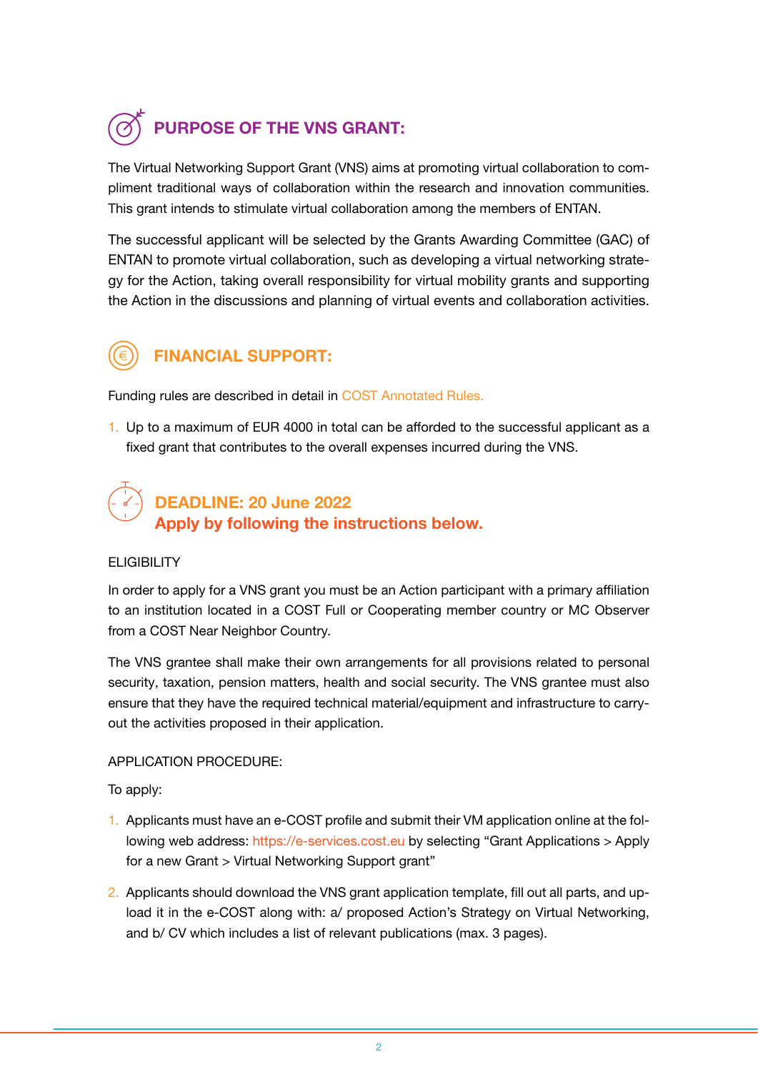## PURPOSE OF THE VNS GRANT:

The Virtual Networking Support Grant (VNS) aims at promoting virtual collaboration to compliment traditional ways of collaboration within the research and innovation communities. This grant intends to stimulate virtual collaboration among the members of ENTAN.

The successful applicant will be selected by the Grants Awarding Committee (GAC) of ENTAN to promote virtual collaboration, such as developing a virtual networking strategy for the Action, taking overall responsibility for virtual mobility grants and supporting the Action in the discussions and planning of virtual events and collaboration activities.

## FINANCIAL SUPPORT:

Funding rules are described in detail in COST Annotated Rules.

1. Up to a maximum of EUR 4000 in total can be afforded to the successful applicant as a fixed grant that contributes to the overall expenses incurred during the VNS.

## DEADLINE: 20 June 2022
## Apply by following the instructions below.

ELIGIBILITY

In order to apply for a VNS grant you must be an Action participant with a primary affiliation to an institution located in a COST Full or Cooperating member country or MC Observer from a COST Near Neighbor Country.

The VNS grantee shall make their own arrangements for all provisions related to personal security, taxation, pension matters, health and social security. The VNS grantee must also ensure that they have the required technical material/equipment and infrastructure to carry-out the activities proposed in their application.

APPLICATION PROCEDURE:

To apply:

1. Applicants must have an e-COST profile and submit their VM application online at the following web address: https://e-services.cost.eu by selecting "Grant Applications > Apply for a new Grant > Virtual Networking Support grant"
2. Applicants should download the VNS grant application template, fill out all parts, and upload it in the e-COST along with: a/ proposed Action's Strategy on Virtual Networking, and b/ CV which includes a list of relevant publications (max. 3 pages).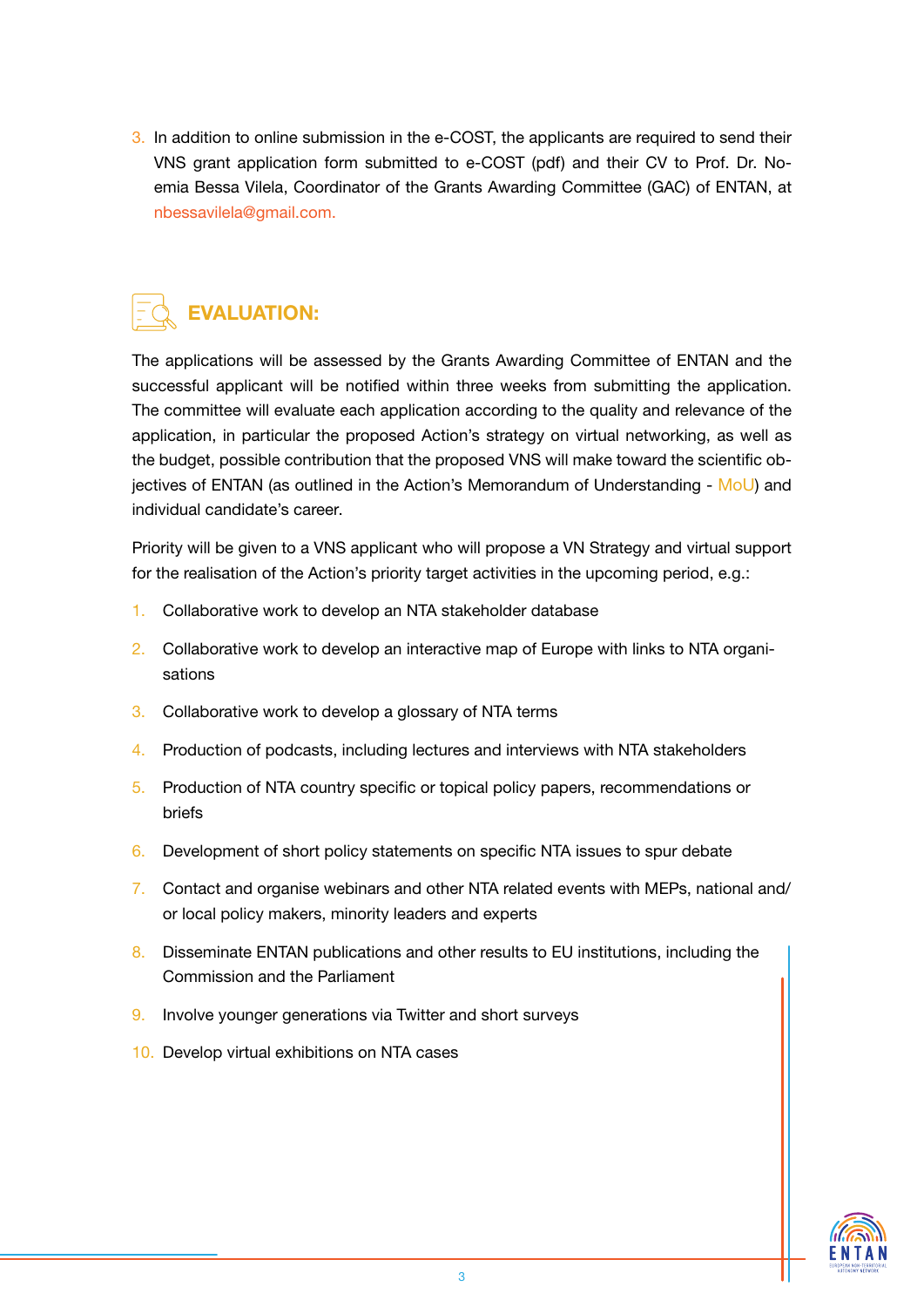3. In addition to online submission in the e-COST, the applicants are required to send their VNS grant application form submitted to e-COST (pdf) and their CV to Prof. Dr. Noemia Bessa Vilela, Coordinator of the Grants Awarding Committee (GAC) of ENTAN, at nbessavilela@gmail.com.

## EVALUATION:

The applications will be assessed by the Grants Awarding Committee of ENTAN and the successful applicant will be notified within three weeks from submitting the application. The committee will evaluate each application according to the quality and relevance of the application, in particular the proposed Action's strategy on virtual networking, as well as the budget, possible contribution that the proposed VNS will make toward the scientific objectives of ENTAN (as outlined in the Action's Memorandum of Understanding - MoU) and individual candidate's career.

Priority will be given to a VNS applicant who will propose a VN Strategy and virtual support for the realisation of the Action's priority target activities in the upcoming period, e.g.:

1. Collaborative work to develop an NTA stakeholder database
2. Collaborative work to develop an interactive map of Europe with links to NTA organisations
3. Collaborative work to develop a glossary of NTA terms
4. Production of podcasts, including lectures and interviews with NTA stakeholders
5. Production of NTA country specific or topical policy papers, recommendations or briefs
6. Development of short policy statements on specific NTA issues to spur debate
7. Contact and organise webinars and other NTA related events with MEPs, national and/or local policy makers, minority leaders and experts
8. Disseminate ENTAN publications and other results to EU institutions, including the Commission and the Parliament
9. Involve younger generations via Twitter and short surveys
10. Develop virtual exhibitions on NTA cases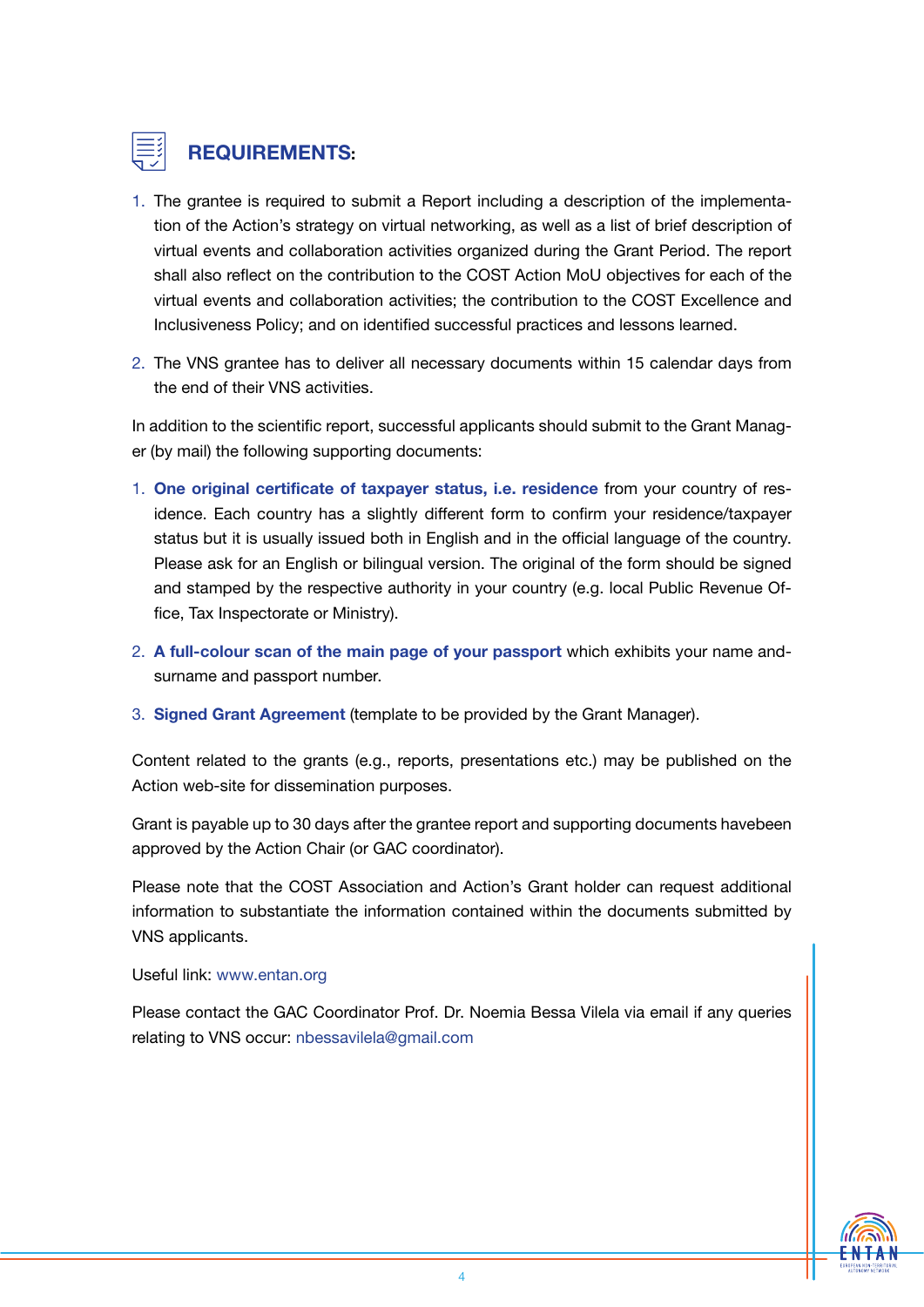## REQUIREMENTS:

1. The grantee is required to submit a Report including a description of the implementation of the Action's strategy on virtual networking, as well as a list of brief description of virtual events and collaboration activities organized during the Grant Period. The report shall also reflect on the contribution to the COST Action MoU objectives for each of the virtual events and collaboration activities; the contribution to the COST Excellence and Inclusiveness Policy; and on identified successful practices and lessons learned.
2. The VNS grantee has to deliver all necessary documents within 15 calendar days from the end of their VNS activities.

In addition to the scientific report, successful applicants should submit to the Grant Manager (by mail) the following supporting documents:

1. **One original certificate of taxpayer status, i.e. residence** from your country of residence. Each country has a slightly different form to confirm your residence/taxpayer status but it is usually issued both in English and in the official language of the country. Please ask for an English or bilingual version. The original of the form should be signed and stamped by the respective authority in your country (e.g. local Public Revenue Office, Tax Inspectorate or Ministry).
2. **A full-colour scan of the main page of your passport** which exhibits your name and-surname and passport number.
3. **Signed Grant Agreement** (template to be provided by the Grant Manager).

Content related to the grants (e.g., reports, presentations etc.) may be published on the Action web-site for dissemination purposes.

Grant is payable up to 30 days after the grantee report and supporting documents havebeen approved by the Action Chair (or GAC coordinator).

Please note that the COST Association and Action's Grant holder can request additional information to substantiate the information contained within the documents submitted by VNS applicants.

Useful link: www.entan.org

Please contact the GAC Coordinator Prof. Dr. Noemia Bessa Vilela via email if any queries relating to VNS occur: nbessavilela@gmail.com